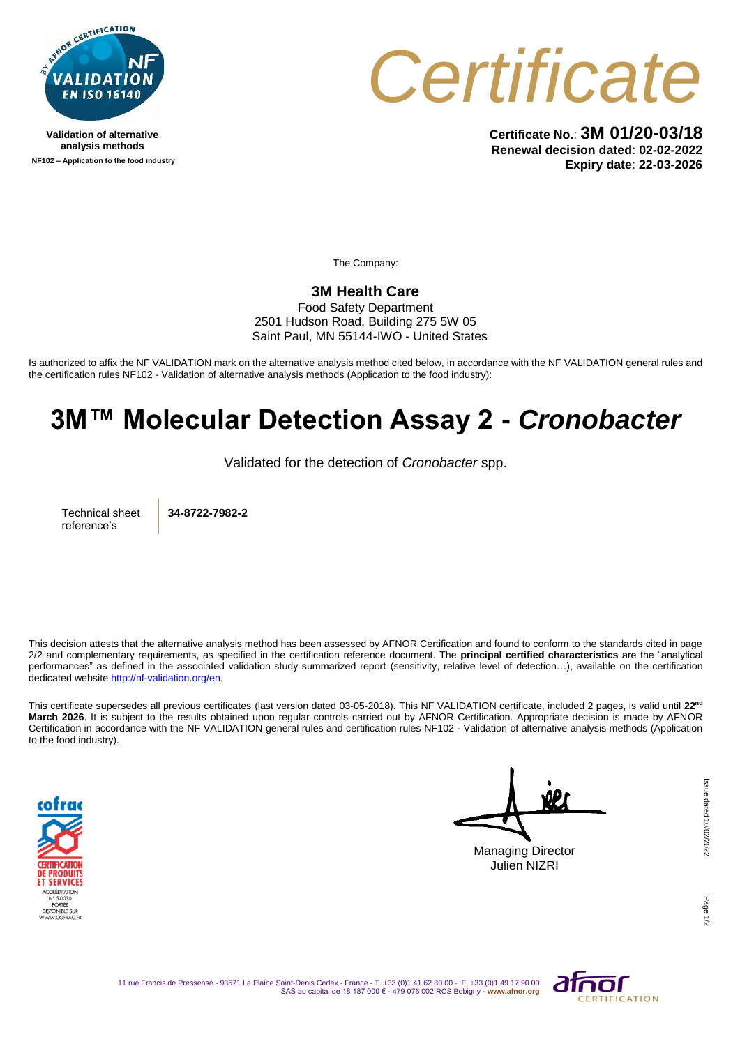Validation of alternative analysis methods

NF102 – Application to the food industry

# Certificate

**Certificate No.**: **3M 01/20-03/18**
**Renewal decision dated**: **02-02-2022**
**Expiry date**: **22-03-2026**

The Company:

**3M Health Care**
Food Safety Department
2501 Hudson Road, Building 275 5W 05
Saint Paul, MN 55144-IWO - United States

Is authorized to affix the NF VALIDATION mark on the alternative analysis method cited below, in accordance with the NF VALIDATION general rules and the certification rules NF102 - Validation of alternative analysis methods (Application to the food industry):

# 3M™ Molecular Detection Assay 2 - *Cronobacter*

Validated for the detection of *Cronobacter* spp.

| Technical sheet reference's | **34-8722-7982-2** |
|---|---|

This decision attests that the alternative analysis method has been assessed by AFNOR Certification and found to conform to the standards cited in page 2/2 and complementary requirements, as specified in the certification reference document. The **principal certified characteristics** are the "analytical performances" as defined in the associated validation study summarized report (sensitivity, relative level of detection…), available on the certification dedicated website http://nf-validation.org/en.

This certificate supersedes all previous certificates (last version dated 03-05-2018). This NF VALIDATION certificate, included 2 pages, is valid until **22nd March 2026**. It is subject to the results obtained upon regular controls carried out by AFNOR Certification. Appropriate decision is made by AFNOR Certification in accordance with the NF VALIDATION general rules and certification rules NF102 - Validation of alternative analysis methods (Application to the food industry).

Managing Director
Julien NIZRI

Issue dated 10/02/2022

11 rue Francis de Pressensé - 93571 La Plaine Saint-Denis Cedex - France - T. +33 (0)1 41 62 80 00 - F. +33 (0)1 49 17 90 00
SAS au capital de 18 187 000 € - 479 076 002 RCS Bobigny - **www.afnor.org**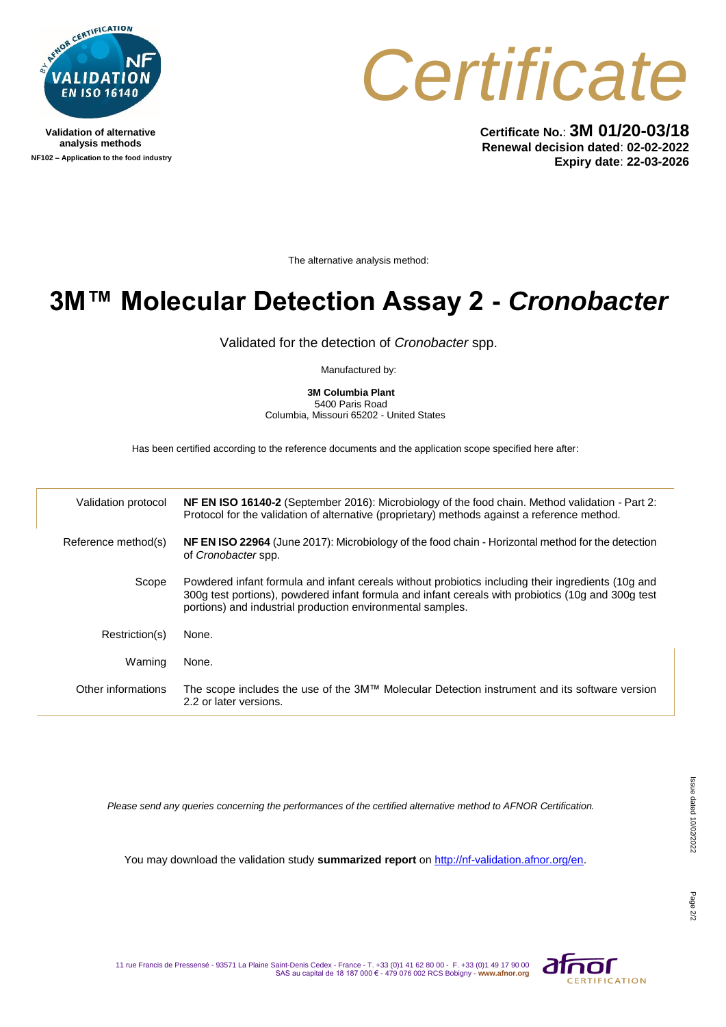Validation of alternative analysis methods

NF102 – Application to the food industry

# Certificate

**Certificate No.**: **3M 01/20-03/18**
**Renewal decision dated**: **02-02-2022**
**Expiry date**: **22-03-2026**

The alternative analysis method:

# 3M™ Molecular Detection Assay 2 - *Cronobacter*

Validated for the detection of *Cronobacter* spp.

Manufactured by:

**3M Columbia Plant**
5400 Paris Road
Columbia, Missouri 65202 - United States

Has been certified according to the reference documents and the application scope specified here after:

| | |
|---|---|
| Validation protocol | **NF EN ISO 16140-2** (September 2016): Microbiology of the food chain. Method validation - Part 2: Protocol for the validation of alternative (proprietary) methods against a reference method. |
| Reference method(s) | **NF EN ISO 22964** (June 2017): Microbiology of the food chain - Horizontal method for the detection of *Cronobacter* spp. |
| Scope | Powdered infant formula and infant cereals without probiotics including their ingredients (10g and 300g test portions), powdered infant formula and infant cereals with probiotics (10g and 300g test portions) and industrial production environmental samples. |
| Restriction(s) | None. |
| Warning | None. |
| Other informations | The scope includes the use of the 3M™ Molecular Detection instrument and its software version 2.2 or later versions. |

*Please send any queries concerning the performances of the certified alternative method to AFNOR Certification.*

You may download the validation study **summarized report** on http://nf-validation.afnor.org/en.

Issue dated 10/02/2022

11 rue Francis de Pressensé - 93571 La Plaine Saint-Denis Cedex - France - T. +33 (0)1 41 62 80 00 - F. +33 (0)1 49 17 90 00
SAS au capital de 18 187 000 € - 479 076 002 RCS Bobigny - **www.afnor.org**